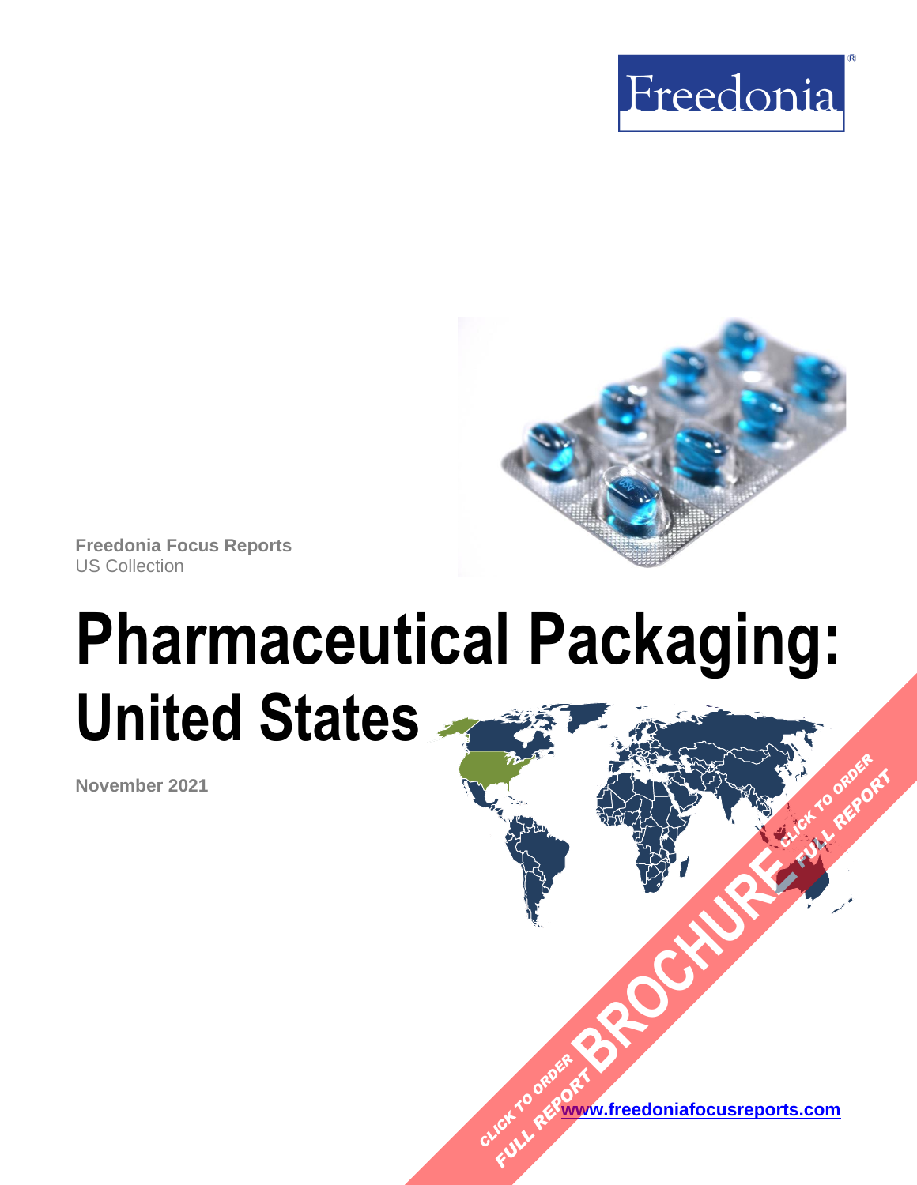Freedonia®

Freedonia Focus Reports
US Collection

# Pharmaceutical Packaging:
## United States

November 2021

CLICK TO ORDER FULL REPORT BROCHURE

www.freedoniafocusreports.com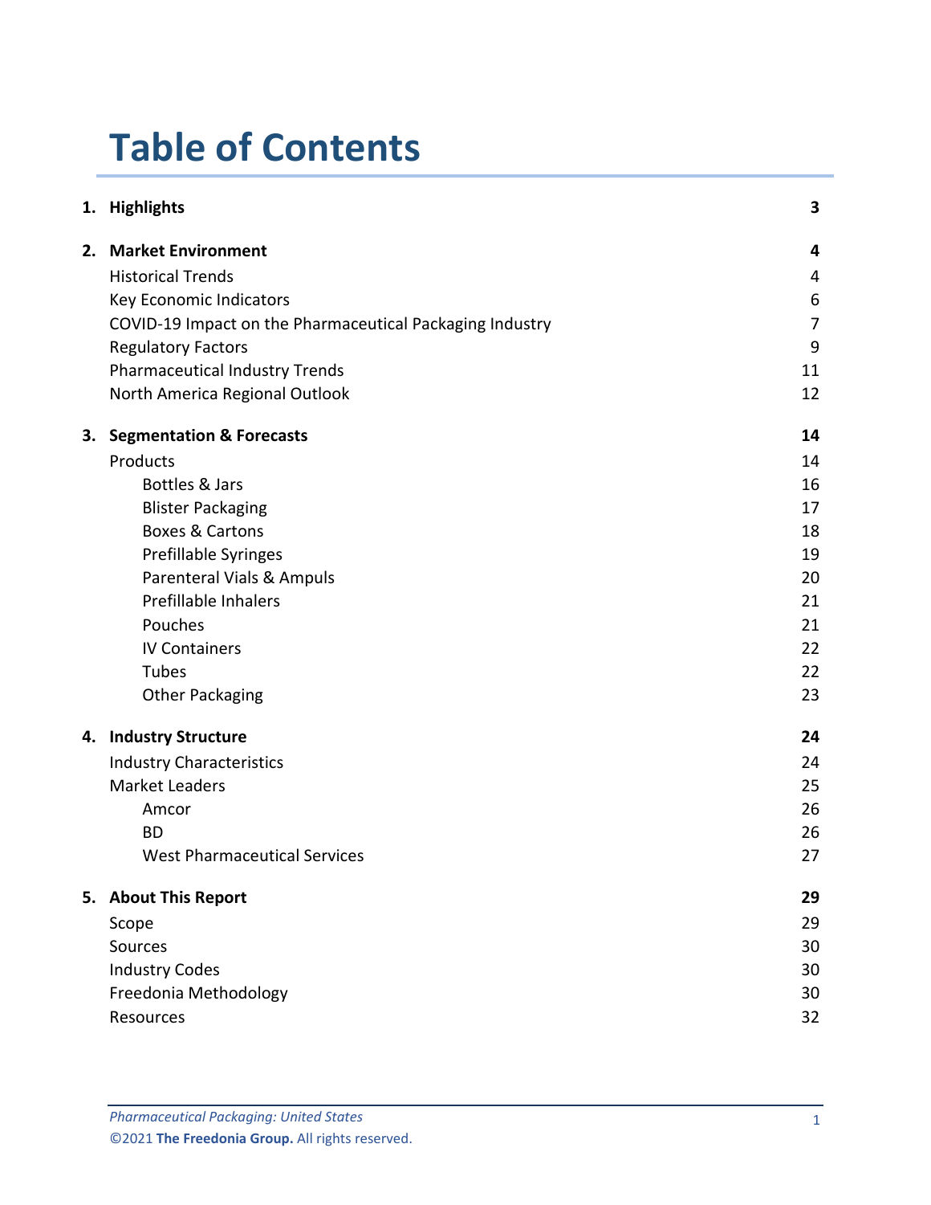# Table of Contents

| | | |
|---|---|---|
| **1.** | **Highlights** | **3** |
| **2.** | **Market Environment** | **4** |
| | Historical Trends | 4 |
| | Key Economic Indicators | 6 |
| | COVID-19 Impact on the Pharmaceutical Packaging Industry | 7 |
| | Regulatory Factors | 9 |
| | Pharmaceutical Industry Trends | 11 |
| | North America Regional Outlook | 12 |
| **3.** | **Segmentation & Forecasts** | **14** |
| | Products | 14 |
| | Bottles & Jars | 16 |
| | Blister Packaging | 17 |
| | Boxes & Cartons | 18 |
| | Prefillable Syringes | 19 |
| | Parenteral Vials & Ampuls | 20 |
| | Prefillable Inhalers | 21 |
| | Pouches | 21 |
| | IV Containers | 22 |
| | Tubes | 22 |
| | Other Packaging | 23 |
| **4.** | **Industry Structure** | **24** |
| | Industry Characteristics | 24 |
| | Market Leaders | 25 |
| | Amcor | 26 |
| | BD | 26 |
| | West Pharmaceutical Services | 27 |
| **5.** | **About This Report** | **29** |
| | Scope | 29 |
| | Sources | 30 |
| | Industry Codes | 30 |
| | Freedonia Methodology | 30 |
| | Resources | 32 |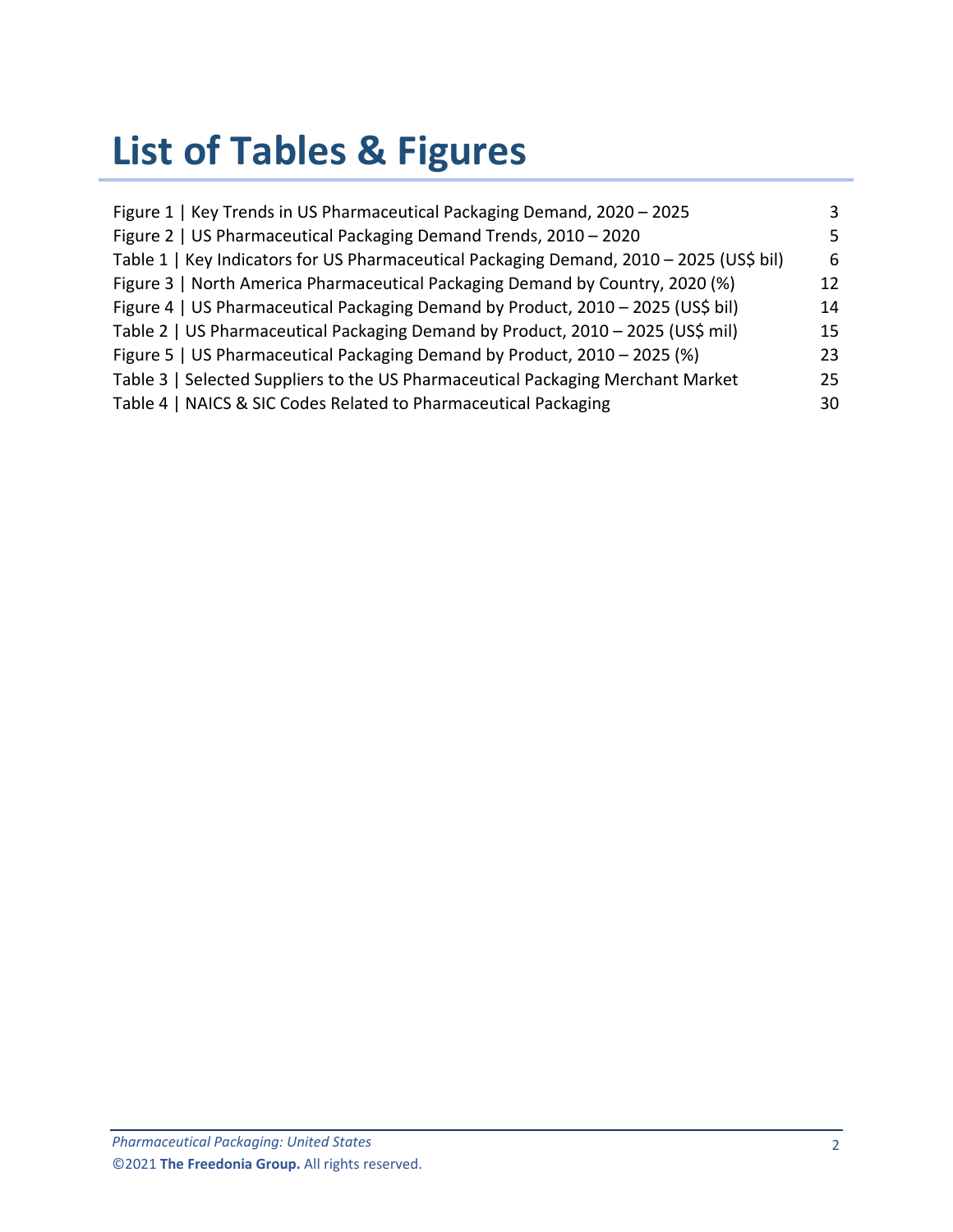# List of Tables & Figures

| | |
|---|---|
| Figure 1 \| Key Trends in US Pharmaceutical Packaging Demand, 2020 – 2025 | 3 |
| Figure 2 \| US Pharmaceutical Packaging Demand Trends, 2010 – 2020 | 5 |
| Table 1 \| Key Indicators for US Pharmaceutical Packaging Demand, 2010 – 2025 (US$ bil) | 6 |
| Figure 3 \| North America Pharmaceutical Packaging Demand by Country, 2020 (%) | 12 |
| Figure 4 \| US Pharmaceutical Packaging Demand by Product, 2010 – 2025 (US$ bil) | 14 |
| Table 2 \| US Pharmaceutical Packaging Demand by Product, 2010 – 2025 (US$ mil) | 15 |
| Figure 5 \| US Pharmaceutical Packaging Demand by Product, 2010 – 2025 (%) | 23 |
| Table 3 \| Selected Suppliers to the US Pharmaceutical Packaging Merchant Market | 25 |
| Table 4 \| NAICS & SIC Codes Related to Pharmaceutical Packaging | 30 |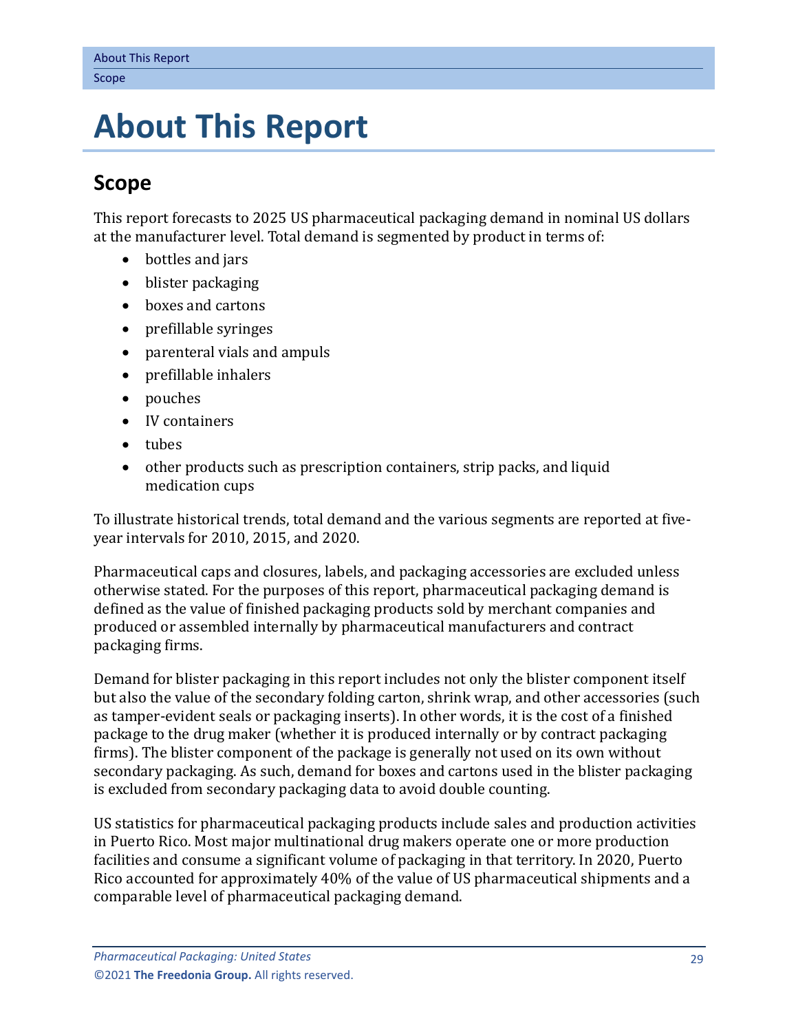# About This Report

## Scope

This report forecasts to 2025 US pharmaceutical packaging demand in nominal US dollars at the manufacturer level. Total demand is segmented by product in terms of:

- bottles and jars
- blister packaging
- boxes and cartons
- prefillable syringes
- parenteral vials and ampuls
- prefillable inhalers
- pouches
- IV containers
- tubes
- other products such as prescription containers, strip packs, and liquid medication cups

To illustrate historical trends, total demand and the various segments are reported at five-year intervals for 2010, 2015, and 2020.

Pharmaceutical caps and closures, labels, and packaging accessories are excluded unless otherwise stated. For the purposes of this report, pharmaceutical packaging demand is defined as the value of finished packaging products sold by merchant companies and produced or assembled internally by pharmaceutical manufacturers and contract packaging firms.

Demand for blister packaging in this report includes not only the blister component itself but also the value of the secondary folding carton, shrink wrap, and other accessories (such as tamper-evident seals or packaging inserts). In other words, it is the cost of a finished package to the drug maker (whether it is produced internally or by contract packaging firms). The blister component of the package is generally not used on its own without secondary packaging. As such, demand for boxes and cartons used in the blister packaging is excluded from secondary packaging data to avoid double counting.

US statistics for pharmaceutical packaging products include sales and production activities in Puerto Rico. Most major multinational drug makers operate one or more production facilities and consume a significant volume of packaging in that territory. In 2020, Puerto Rico accounted for approximately 40% of the value of US pharmaceutical shipments and a comparable level of pharmaceutical packaging demand.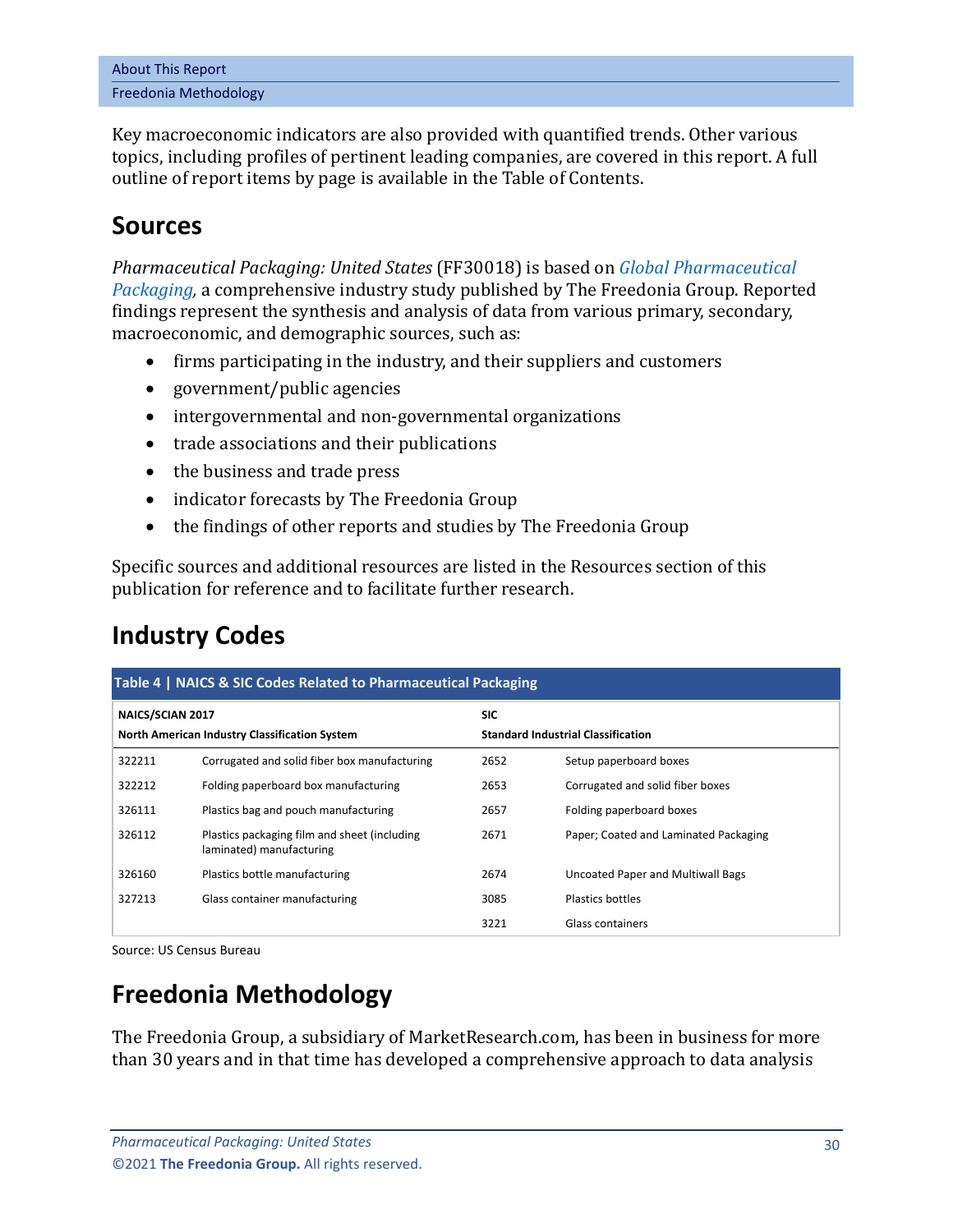Key macroeconomic indicators are also provided with quantified trends. Other various topics, including profiles of pertinent leading companies, are covered in this report. A full outline of report items by page is available in the Table of Contents.

## Sources

*Pharmaceutical Packaging: United States* (FF30018) is based on *Global Pharmaceutical Packaging*, a comprehensive industry study published by The Freedonia Group. Reported findings represent the synthesis and analysis of data from various primary, secondary, macroeconomic, and demographic sources, such as:

- firms participating in the industry, and their suppliers and customers
- government/public agencies
- intergovernmental and non-governmental organizations
- trade associations and their publications
- the business and trade press
- indicator forecasts by The Freedonia Group
- the findings of other reports and studies by The Freedonia Group

Specific sources and additional resources are listed in the Resources section of this publication for reference and to facilitate further research.

## Industry Codes

**Table 4 | NAICS & SIC Codes Related to Pharmaceutical Packaging**

| NAICS/SCIAN 2017 North American Industry Classification System | | SIC Standard Industrial Classification | |
|---|---|---|---|
| 322211 | Corrugated and solid fiber box manufacturing | 2652 | Setup paperboard boxes |
| 322212 | Folding paperboard box manufacturing | 2653 | Corrugated and solid fiber boxes |
| 326111 | Plastics bag and pouch manufacturing | 2657 | Folding paperboard boxes |
| 326112 | Plastics packaging film and sheet (including laminated) manufacturing | 2671 | Paper; Coated and Laminated Packaging |
| 326160 | Plastics bottle manufacturing | 2674 | Uncoated Paper and Multiwall Bags |
| 327213 | Glass container manufacturing | 3085 | Plastics bottles |
| | | 3221 | Glass containers |

Source: US Census Bureau

## Freedonia Methodology

The Freedonia Group, a subsidiary of MarketResearch.com, has been in business for more than 30 years and in that time has developed a comprehensive approach to data analysis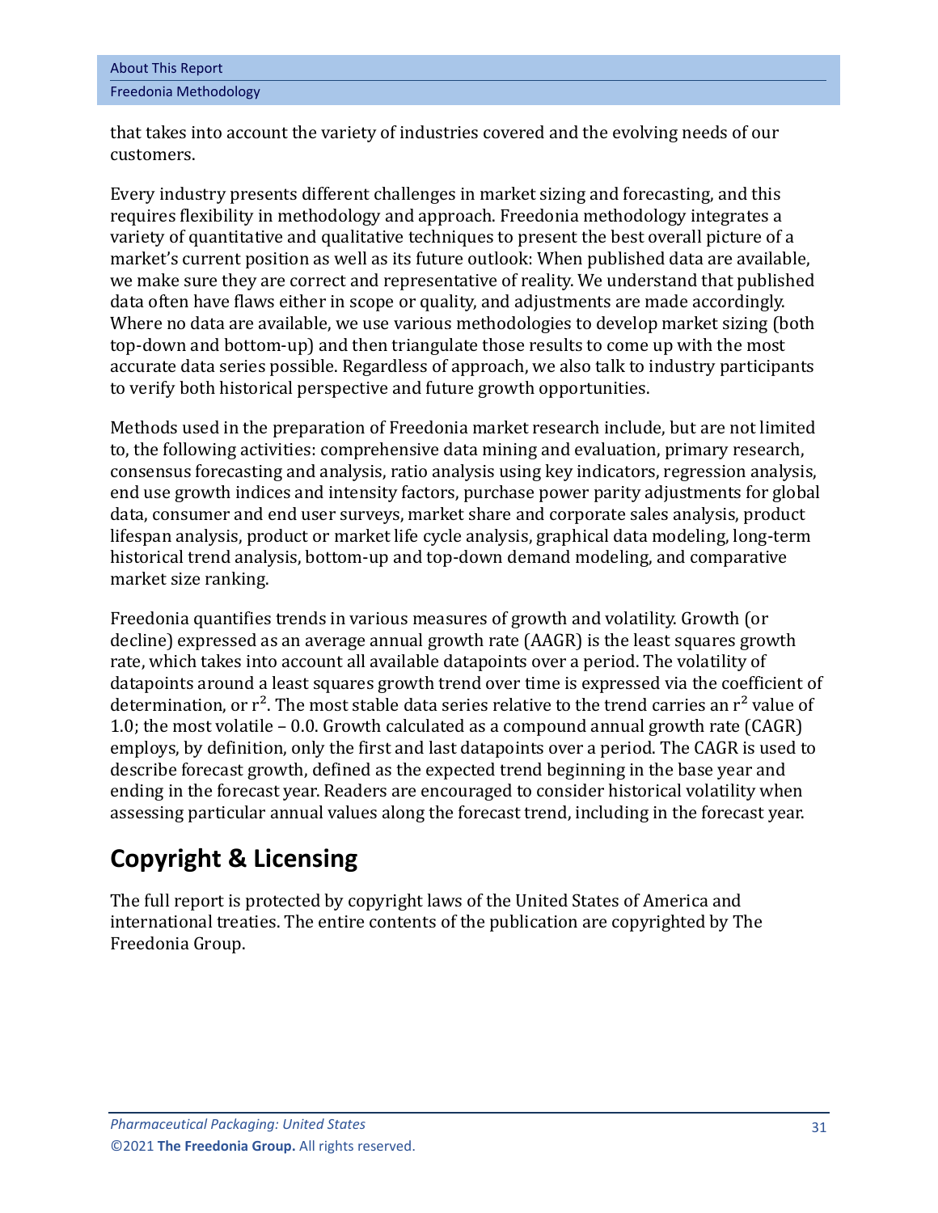that takes into account the variety of industries covered and the evolving needs of our customers.

Every industry presents different challenges in market sizing and forecasting, and this requires flexibility in methodology and approach. Freedonia methodology integrates a variety of quantitative and qualitative techniques to present the best overall picture of a market's current position as well as its future outlook: When published data are available, we make sure they are correct and representative of reality. We understand that published data often have flaws either in scope or quality, and adjustments are made accordingly. Where no data are available, we use various methodologies to develop market sizing (both top-down and bottom-up) and then triangulate those results to come up with the most accurate data series possible. Regardless of approach, we also talk to industry participants to verify both historical perspective and future growth opportunities.

Methods used in the preparation of Freedonia market research include, but are not limited to, the following activities: comprehensive data mining and evaluation, primary research, consensus forecasting and analysis, ratio analysis using key indicators, regression analysis, end use growth indices and intensity factors, purchase power parity adjustments for global data, consumer and end user surveys, market share and corporate sales analysis, product lifespan analysis, product or market life cycle analysis, graphical data modeling, long-term historical trend analysis, bottom-up and top-down demand modeling, and comparative market size ranking.

Freedonia quantifies trends in various measures of growth and volatility. Growth (or decline) expressed as an average annual growth rate (AAGR) is the least squares growth rate, which takes into account all available datapoints over a period. The volatility of datapoints around a least squares growth trend over time is expressed via the coefficient of determination, or $r^2$. The most stable data series relative to the trend carries an $r^2$ value of 1.0; the most volatile – 0.0. Growth calculated as a compound annual growth rate (CAGR) employs, by definition, only the first and last datapoints over a period. The CAGR is used to describe forecast growth, defined as the expected trend beginning in the base year and ending in the forecast year. Readers are encouraged to consider historical volatility when assessing particular annual values along the forecast trend, including in the forecast year.

## Copyright & Licensing

The full report is protected by copyright laws of the United States of America and international treaties. The entire contents of the publication are copyrighted by The Freedonia Group.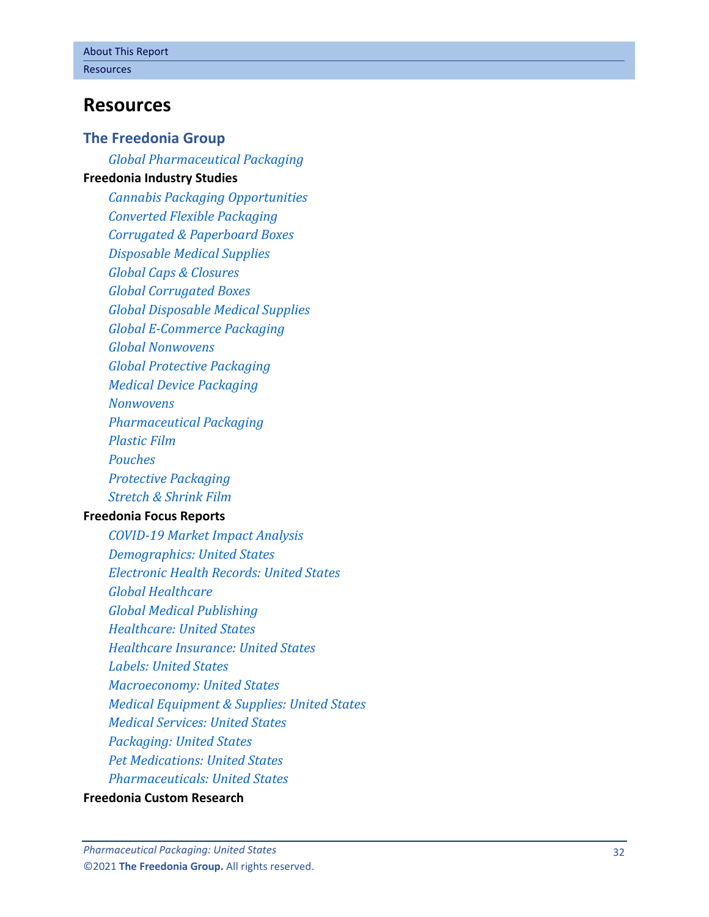# Resources

## The Freedonia Group

*Global Pharmaceutical Packaging*

**Freedonia Industry Studies**

*Cannabis Packaging Opportunities*
*Converted Flexible Packaging*
*Corrugated & Paperboard Boxes*
*Disposable Medical Supplies*
*Global Caps & Closures*
*Global Corrugated Boxes*
*Global Disposable Medical Supplies*
*Global E-Commerce Packaging*
*Global Nonwovens*
*Global Protective Packaging*
*Medical Device Packaging*
*Nonwovens*
*Pharmaceutical Packaging*
*Plastic Film*
*Pouches*
*Protective Packaging*
*Stretch & Shrink Film*

**Freedonia Focus Reports**

*COVID-19 Market Impact Analysis*
*Demographics: United States*
*Electronic Health Records: United States*
*Global Healthcare*
*Global Medical Publishing*
*Healthcare: United States*
*Healthcare Insurance: United States*
*Labels: United States*
*Macroeconomy: United States*
*Medical Equipment & Supplies: United States*
*Medical Services: United States*
*Packaging: United States*
*Pet Medications: United States*
*Pharmaceuticals: United States*

**Freedonia Custom Research**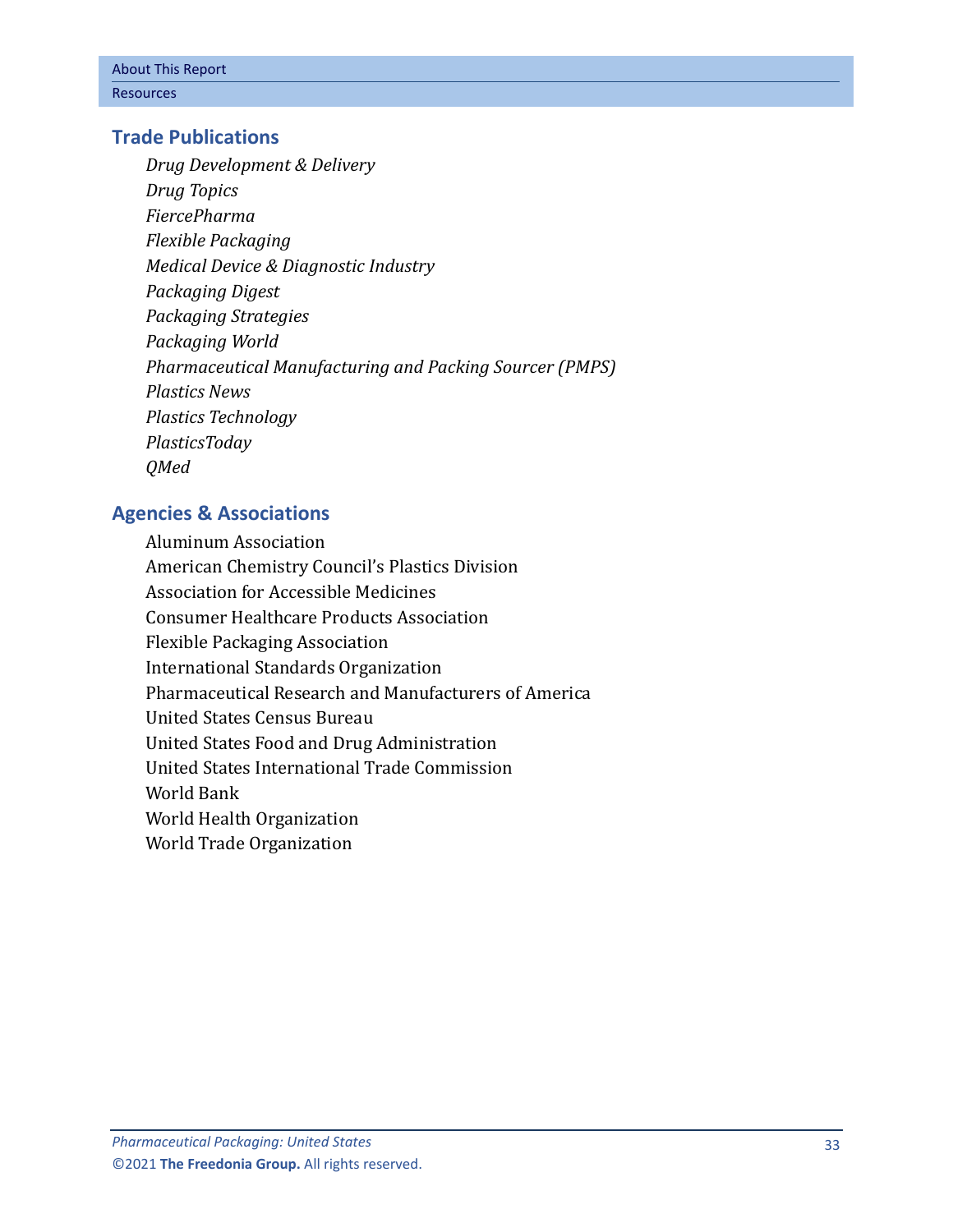## Trade Publications

*Drug Development & Delivery*
*Drug Topics*
*FiercePharma*
*Flexible Packaging*
*Medical Device & Diagnostic Industry*
*Packaging Digest*
*Packaging Strategies*
*Packaging World*
*Pharmaceutical Manufacturing and Packing Sourcer (PMPS)*
*Plastics News*
*Plastics Technology*
*PlasticsToday*
*QMed*

## Agencies & Associations

Aluminum Association
American Chemistry Council's Plastics Division
Association for Accessible Medicines
Consumer Healthcare Products Association
Flexible Packaging Association
International Standards Organization
Pharmaceutical Research and Manufacturers of America
United States Census Bureau
United States Food and Drug Administration
United States International Trade Commission
World Bank
World Health Organization
World Trade Organization